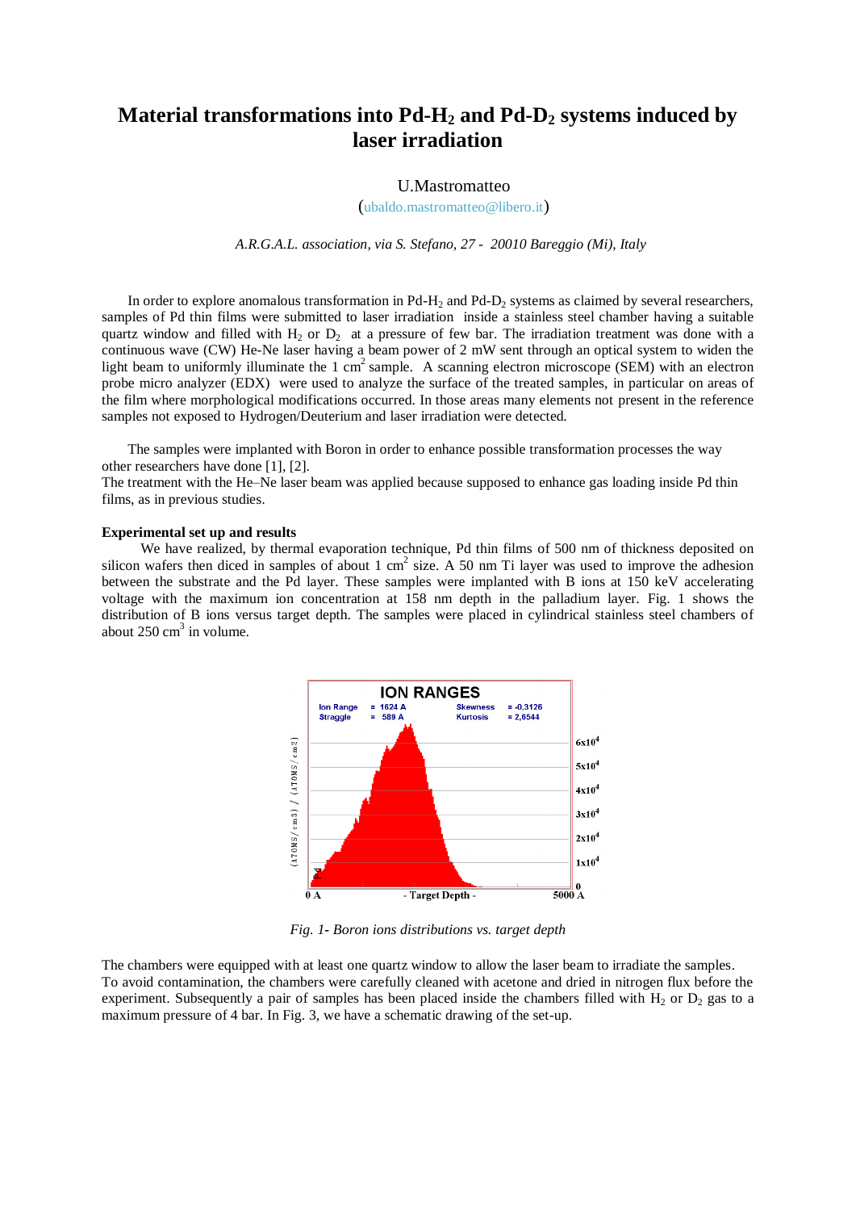# Material transformations into Pd-$H_2$ and Pd-$D_2$ systems induced by laser irradiation

U.Mastromatteo

(ubaldo.mastromatteo@libero.it)

*A.R.G.A.L. association, via S. Stefano, 27 - 20010 Bareggio (Mi), Italy*

In order to explore anomalous transformation in Pd-$H_2$ and Pd-$D_2$ systems as claimed by several researchers, samples of Pd thin films were submitted to laser irradiation inside a stainless steel chamber having a suitable quartz window and filled with $H_2$ or $D_2$ at a pressure of few bar. The irradiation treatment was done with a continuous wave (CW) He-Ne laser having a beam power of 2 mW sent through an optical system to widen the light beam to uniformly illuminate the 1 $cm^2$ sample. A scanning electron microscope (SEM) with an electron probe micro analyzer (EDX) were used to analyze the surface of the treated samples, in particular on areas of the film where morphological modifications occurred. In those areas many elements not present in the reference samples not exposed to Hydrogen/Deuterium and laser irradiation were detected.

The samples were implanted with Boron in order to enhance possible transformation processes the way other researchers have done [1], [2].

The treatment with the He–Ne laser beam was applied because supposed to enhance gas loading inside Pd thin films, as in previous studies.

**Experimental set up and results**

We have realized, by thermal evaporation technique, Pd thin films of 500 nm of thickness deposited on silicon wafers then diced in samples of about 1 $cm^2$ size. A 50 nm Ti layer was used to improve the adhesion between the substrate and the Pd layer. These samples were implanted with B ions at 150 keV accelerating voltage with the maximum ion concentration at 158 nm depth in the palladium layer. Fig. 1 shows the distribution of B ions versus target depth. The samples were placed in cylindrical stainless steel chambers of about 250 $cm^3$ in volume.

*Fig. 1- Boron ions distributions vs. target depth*

The chambers were equipped with at least one quartz window to allow the laser beam to irradiate the samples.
To avoid contamination, the chambers were carefully cleaned with acetone and dried in nitrogen flux before the experiment. Subsequently a pair of samples has been placed inside the chambers filled with $H_2$ or $D_2$ gas to a maximum pressure of 4 bar. In Fig. 3, we have a schematic drawing of the set-up.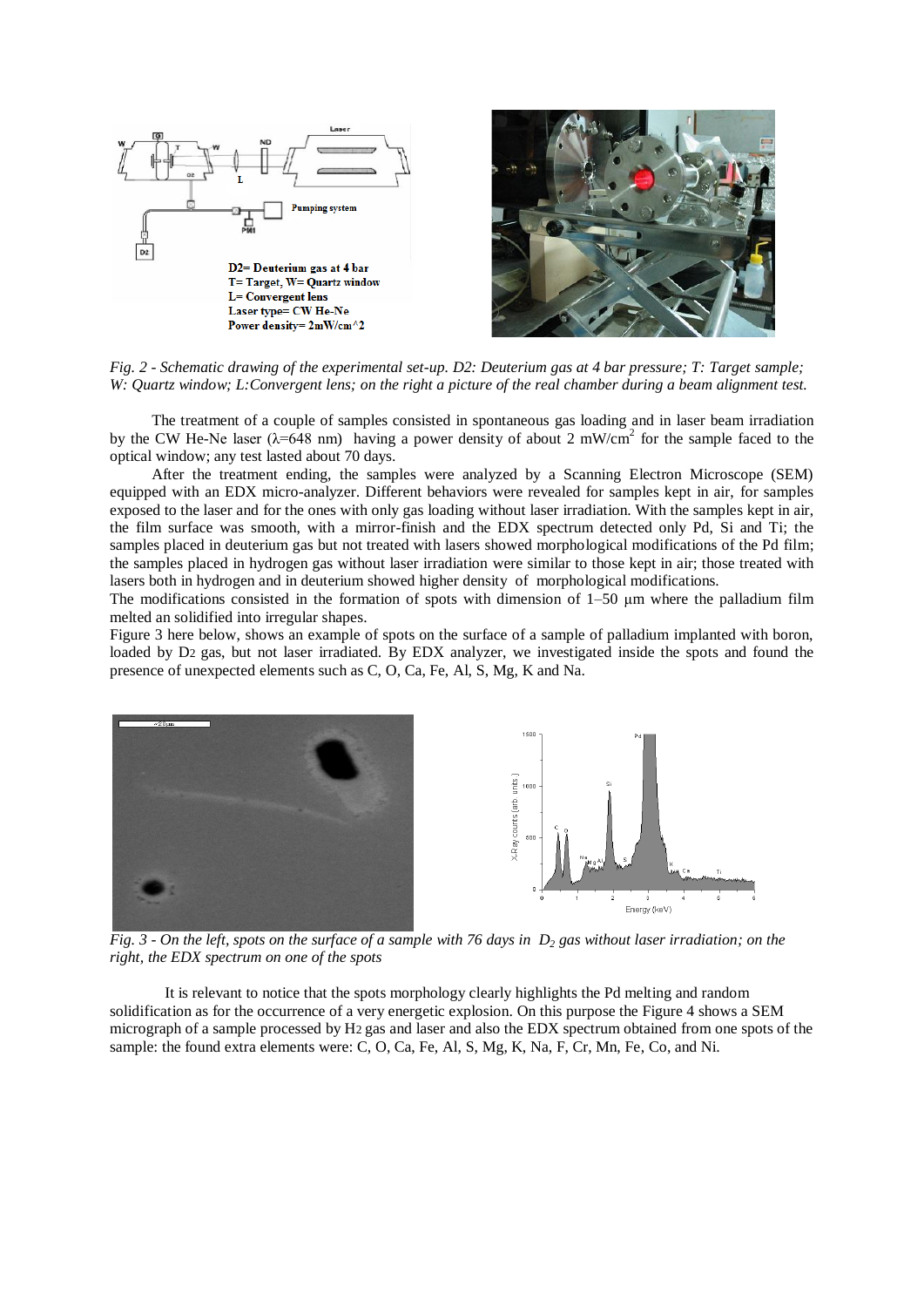*Fig. 2 - Schematic drawing of the experimental set-up. D2: Deuterium gas at 4 bar pressure; T: Target sample; W: Quartz window; L:Convergent lens; on the right a picture of the real chamber during a beam alignment test.*

The treatment of a couple of samples consisted in spontaneous gas loading and in laser beam irradiation by the CW He-Ne laser ($\lambda$=648 nm) having a power density of about 2 mW/cm$^2$ for the sample faced to the optical window; any test lasted about 70 days.

After the treatment ending, the samples were analyzed by a Scanning Electron Microscope (SEM) equipped with an EDX micro-analyzer. Different behaviors were revealed for samples kept in air, for samples exposed to the laser and for the ones with only gas loading without laser irradiation. With the samples kept in air, the film surface was smooth, with a mirror-finish and the EDX spectrum detected only Pd, Si and Ti; the samples placed in deuterium gas but not treated with lasers showed morphological modifications of the Pd film; the samples placed in hydrogen gas without laser irradiation were similar to those kept in air; those treated with lasers both in hydrogen and in deuterium showed higher density of morphological modifications.

The modifications consisted in the formation of spots with dimension of 1–50 µm where the palladium film melted an solidified into irregular shapes.

Figure 3 here below, shows an example of spots on the surface of a sample of palladium implanted with boron, loaded by $D_2$ gas, but not laser irradiated. By EDX analyzer, we investigated inside the spots and found the presence of unexpected elements such as C, O, Ca, Fe, Al, S, Mg, K and Na.

*Fig. 3 - On the left, spots on the surface of a sample with 76 days in $D_2$ gas without laser irradiation; on the right, the EDX spectrum on one of the spots*

It is relevant to notice that the spots morphology clearly highlights the Pd melting and random solidification as for the occurrence of a very energetic explosion. On this purpose the Figure 4 shows a SEM micrograph of a sample processed by $H_2$ gas and laser and also the EDX spectrum obtained from one spots of the sample: the found extra elements were: C, O, Ca, Fe, Al, S, Mg, K, Na, F, Cr, Mn, Fe, Co, and Ni.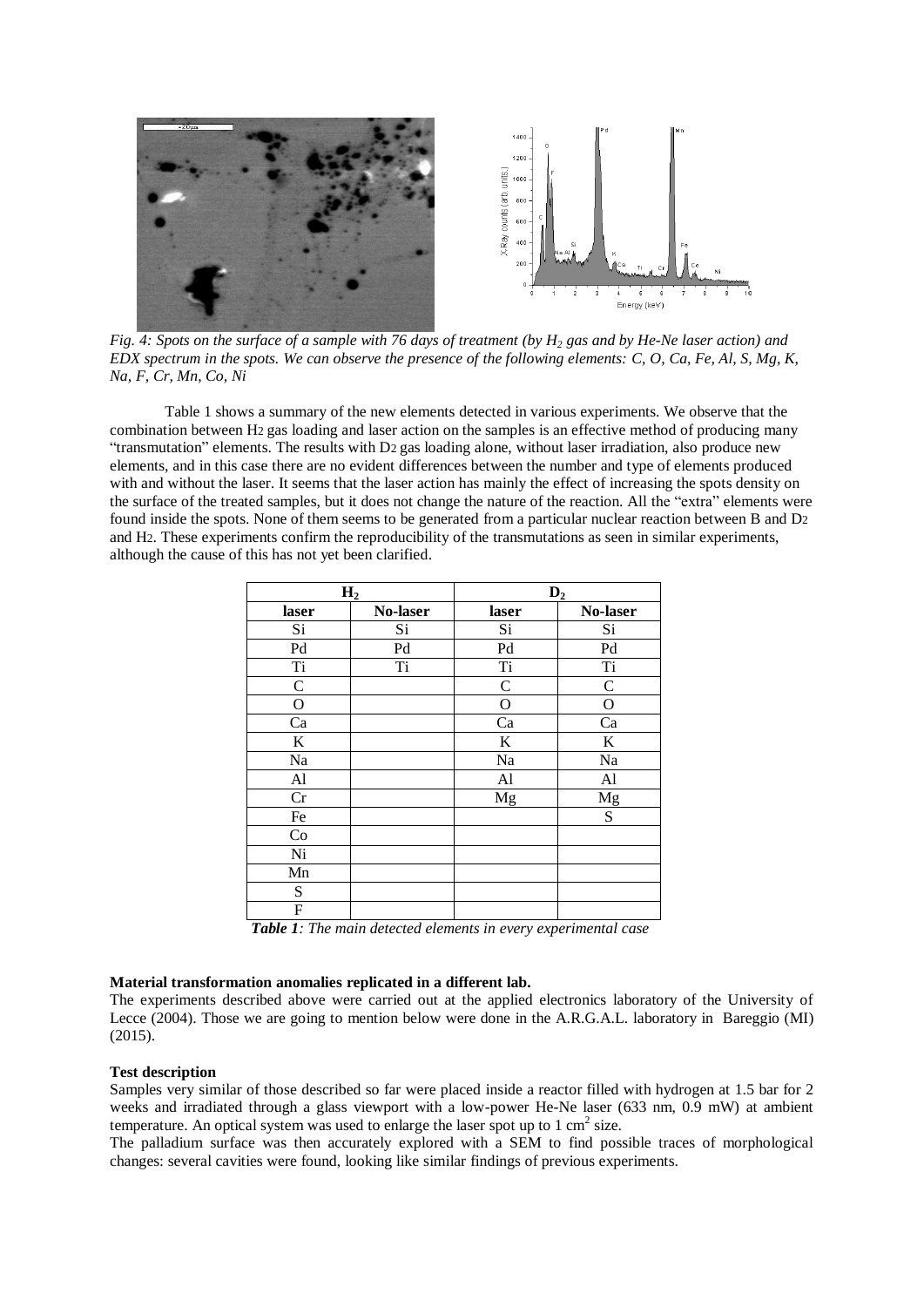*Fig. 4: Spots on the surface of a sample with 76 days of treatment (by $H_2$ gas and by He-Ne laser action) and EDX spectrum in the spots. We can observe the presence of the following elements: C, O, Ca, Fe, Al, S, Mg, K, Na, F, Cr, Mn, Co, Ni*

Table 1 shows a summary of the new elements detected in various experiments. We observe that the combination between $H_2$ gas loading and laser action on the samples is an effective method of producing many "transmutation" elements. The results with $D_2$ gas loading alone, without laser irradiation, also produce new elements, and in this case there are no evident differences between the number and type of elements produced with and without the laser. It seems that the laser action has mainly the effect of increasing the spots density on the surface of the treated samples, but it does not change the nature of the reaction. All the "extra" elements were found inside the spots. None of them seems to be generated from a particular nuclear reaction between B and $D_2$ and $H_2$. These experiments confirm the reproducibility of the transmutations as seen in similar experiments, although the cause of this has not yet been clarified.

| $H_2$ | | $D_2$ | |
|---|---|---|---|
| **laser** | **No-laser** | **laser** | **No-laser** |
| Si | Si | Si | Si |
| Pd | Pd | Pd | Pd |
| Ti | Ti | Ti | Ti |
| C | | C | C |
| O | | O | O |
| Ca | | Ca | Ca |
| K | | K | K |
| Na | | Na | Na |
| Al | | Al | Al |
| Cr | | Mg | Mg |
| Fe | | | S |
| Co | | | |
| Ni | | | |
| Mn | | | |
| S | | | |
| F | | | |

***Table 1**: The main detected elements in every experimental case*

**Material transformation anomalies replicated in a different lab.**

The experiments described above were carried out at the applied electronics laboratory of the University of Lecce (2004). Those we are going to mention below were done in the A.R.G.A.L. laboratory in Bareggio (MI) (2015).

**Test description**

Samples very similar of those described so far were placed inside a reactor filled with hydrogen at 1.5 bar for 2 weeks and irradiated through a glass viewport with a low-power He-Ne laser (633 nm, 0.9 mW) at ambient temperature. An optical system was used to enlarge the laser spot up to 1 $cm^2$ size.

The palladium surface was then accurately explored with a SEM to find possible traces of morphological changes: several cavities were found, looking like similar findings of previous experiments.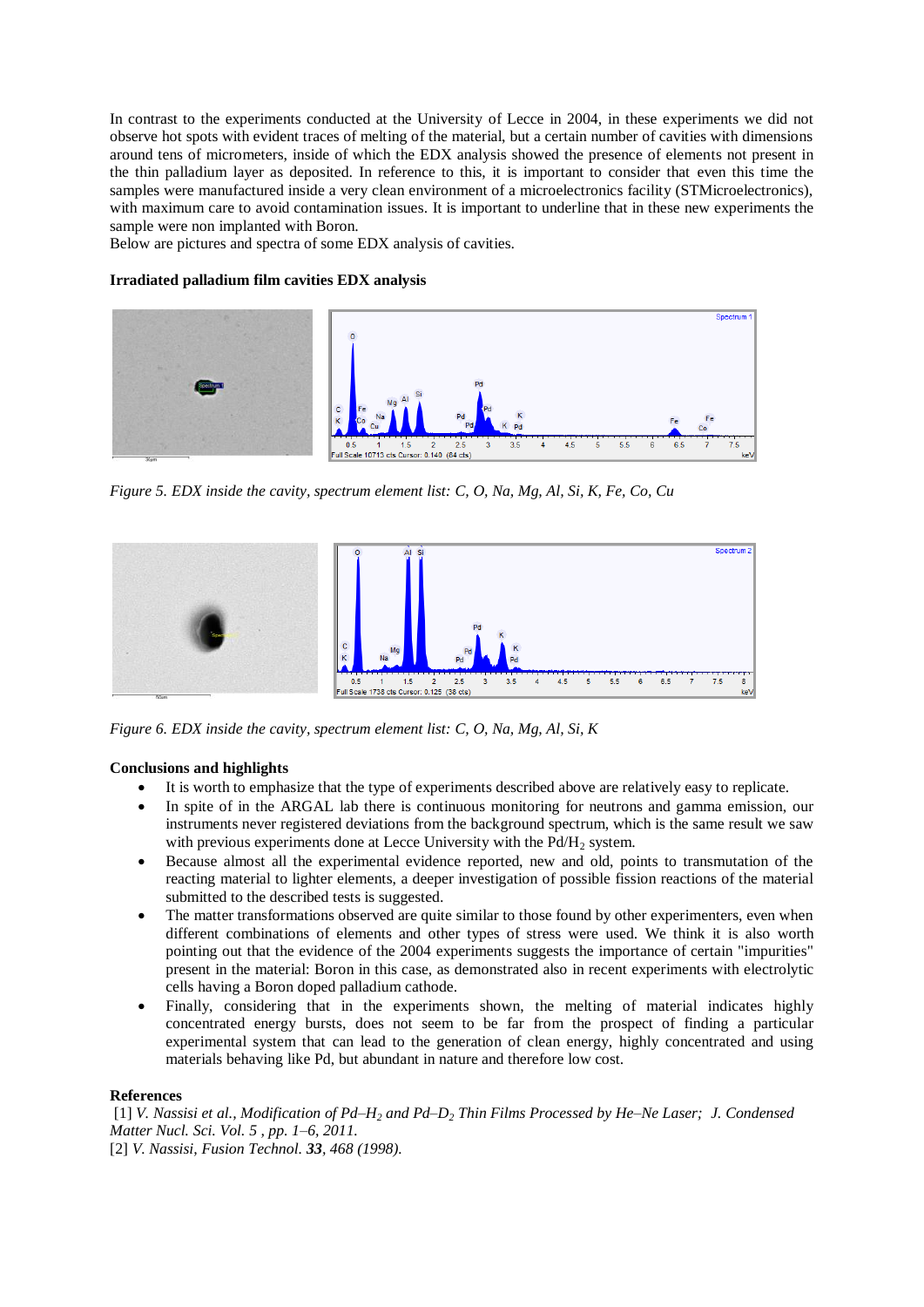In contrast to the experiments conducted at the University of Lecce in 2004, in these experiments we did not observe hot spots with evident traces of melting of the material, but a certain number of cavities with dimensions around tens of micrometers, inside of which the EDX analysis showed the presence of elements not present in the thin palladium layer as deposited. In reference to this, it is important to consider that even this time the samples were manufactured inside a very clean environment of a microelectronics facility (STMicroelectronics), with maximum care to avoid contamination issues. It is important to underline that in these new experiments the sample were non implanted with Boron.
Below are pictures and spectra of some EDX analysis of cavities.

**Irradiated palladium film cavities EDX analysis**

Spectrum 1
O
C
K
Fe
Co
Cu
Na
Mg
Al
Si
Pd
Pd
Pd
K
K
Pd
Fe
Co
Fe
0.5 1 1.5 2 2.5 3 3.5 4 4.5 5 5.5 6 6.5 7 7.5
keV
Full Scale 10713 cts Cursor: 0.140 (84 cts)

*Figure 5. EDX inside the cavity, spectrum element list: C, O, Na, Mg, Al, Si, K, Fe, Co, Cu*

Spectrum 2
O
Al
Si
C
K
Na
Mg
Pd
Pd
Pd
K
K
Pd
0.5 1 1.5 2 2.5 3 3.5 4 4.5 5 5.5 6 6.5 7 7.5 8
keV
Full Scale 1738 cts Cursor: 0.125 (38 cts)

*Figure 6. EDX inside the cavity, spectrum element list: C, O, Na, Mg, Al, Si, K*

**Conclusions and highlights**

- It is worth to emphasize that the type of experiments described above are relatively easy to replicate.
- In spite of in the ARGAL lab there is continuous monitoring for neutrons and gamma emission, our instruments never registered deviations from the background spectrum, which is the same result we saw with previous experiments done at Lecce University with the $Pd/H_2$ system.
- Because almost all the experimental evidence reported, new and old, points to transmutation of the reacting material to lighter elements, a deeper investigation of possible fission reactions of the material submitted to the described tests is suggested.
- The matter transformations observed are quite similar to those found by other experimenters, even when different combinations of elements and other types of stress were used. We think it is also worth pointing out that the evidence of the 2004 experiments suggests the importance of certain "impurities" present in the material: Boron in this case, as demonstrated also in recent experiments with electrolytic cells having a Boron doped palladium cathode.
- Finally, considering that in the experiments shown, the melting of material indicates highly concentrated energy bursts, does not seem to be far from the prospect of finding a particular experimental system that can lead to the generation of clean energy, highly concentrated and using materials behaving like Pd, but abundant in nature and therefore low cost.

**References**

[1] *V. Nassisi et al., Modification of Pd–$H_2$ and Pd–$D_2$ Thin Films Processed by He–Ne Laser; J. Condensed Matter Nucl. Sci. Vol. 5 , pp. 1–6, 2011.*
[2] *V. Nassisi, Fusion Technol.* ***33****, 468 (1998).*